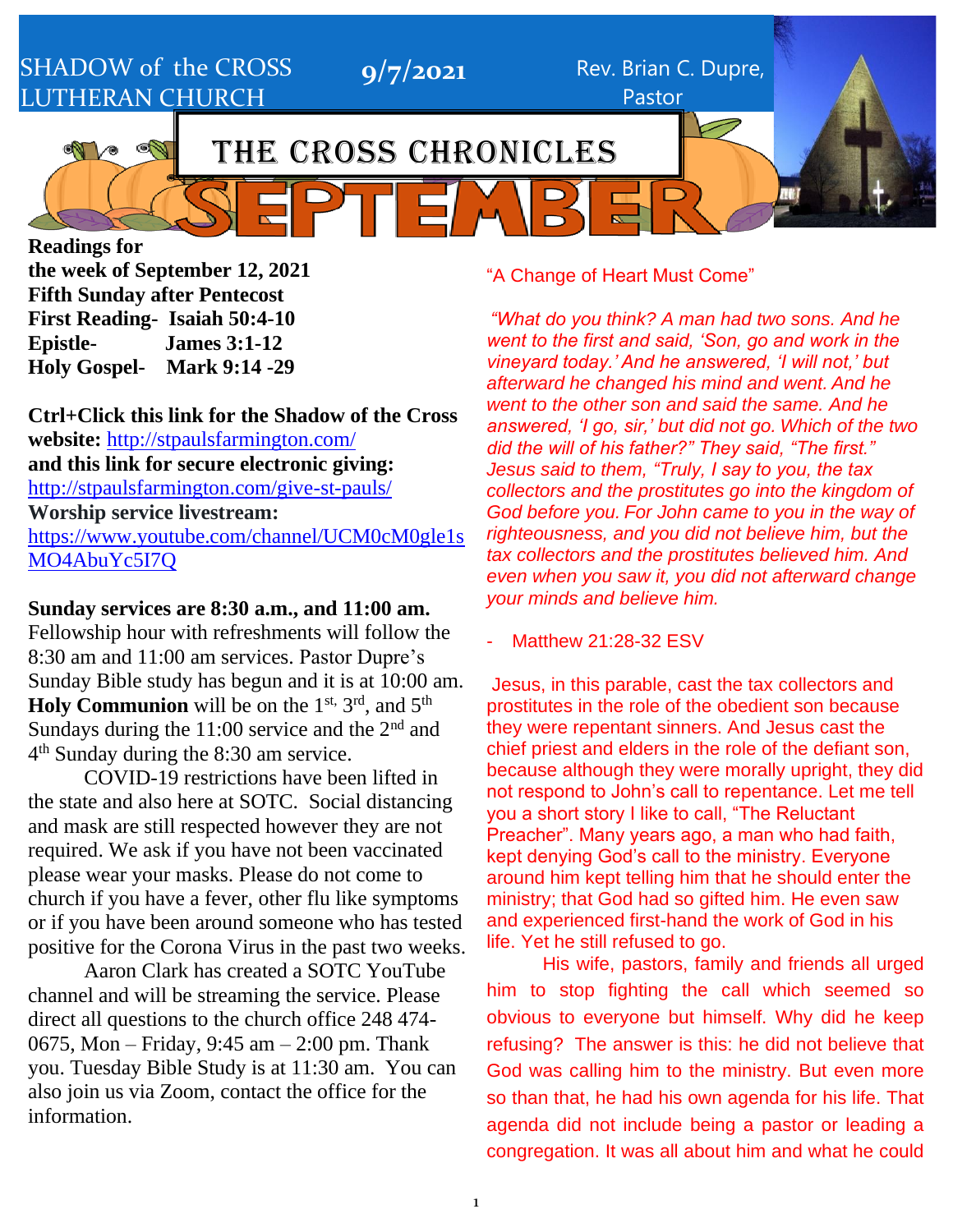SHADOW of the CROSS LUTHERAN CHURCH

**9/7/2021**

Rev. Brian C. Dupre, Pastor

# THE CROSS CHRONICLES

# SEPTEMBER

**Readings for the week of September 12, 2021**
**Fifth Sunday after Pentecost**
**First Reading- Isaiah 50:4-10**
**Epistle- James 3:1-12**
**Holy Gospel- Mark 9:14 -29**

**Ctrl+Click this link for the Shadow of the Cross website:** http://stpaulsfarmington.com/
**and this link for secure electronic giving:** http://stpaulsfarmington.com/give-st-pauls/
**Worship service livestream:** https://www.youtube.com/channel/UCM0cM0gle1sMO4AbuYc5I7Q

**Sunday services are 8:30 a.m., and 11:00 am.** Fellowship hour with refreshments will follow the 8:30 am and 11:00 am services. Pastor Dupre's Sunday Bible study has begun and it is at 10:00 am. **Holy Communion** will be on the 1st, 3rd, and 5th Sundays during the 11:00 service and the 2nd and 4th Sunday during the 8:30 am service.

COVID-19 restrictions have been lifted in the state and also here at SOTC. Social distancing and mask are still respected however they are not required. We ask if you have not been vaccinated please wear your masks. Please do not come to church if you have a fever, other flu like symptoms or if you have been around someone who has tested positive for the Corona Virus in the past two weeks.

Aaron Clark has created a SOTC YouTube channel and will be streaming the service. Please direct all questions to the church office 248 474-0675, Mon – Friday, 9:45 am – 2:00 pm. Thank you. Tuesday Bible Study is at 11:30 am. You can also join us via Zoom, contact the office for the information.

"A Change of Heart Must Come"

*"What do you think? A man had two sons. And he went to the first and said, 'Son, go and work in the vineyard today.' And he answered, 'I will not,' but afterward he changed his mind and went. And he went to the other son and said the same. And he answered, 'I go, sir,' but did not go. Which of the two did the will of his father?" They said, "The first." Jesus said to them, "Truly, I say to you, the tax collectors and the prostitutes go into the kingdom of God before you. For John came to you in the way of righteousness, and you did not believe him, but the tax collectors and the prostitutes believed him. And even when you saw it, you did not afterward change your minds and believe him.*

- Matthew 21:28-32 ESV

Jesus, in this parable, cast the tax collectors and prostitutes in the role of the obedient son because they were repentant sinners. And Jesus cast the chief priest and elders in the role of the defiant son, because although they were morally upright, they did not respond to John's call to repentance. Let me tell you a short story I like to call, "The Reluctant Preacher". Many years ago, a man who had faith, kept denying God's call to the ministry. Everyone around him kept telling him that he should enter the ministry; that God had so gifted him. He even saw and experienced first-hand the work of God in his life. Yet he still refused to go.

His wife, pastors, family and friends all urged him to stop fighting the call which seemed so obvious to everyone but himself. Why did he keep refusing? The answer is this: he did not believe that God was calling him to the ministry. But even more so than that, he had his own agenda for his life. That agenda did not include being a pastor or leading a congregation. It was all about him and what he could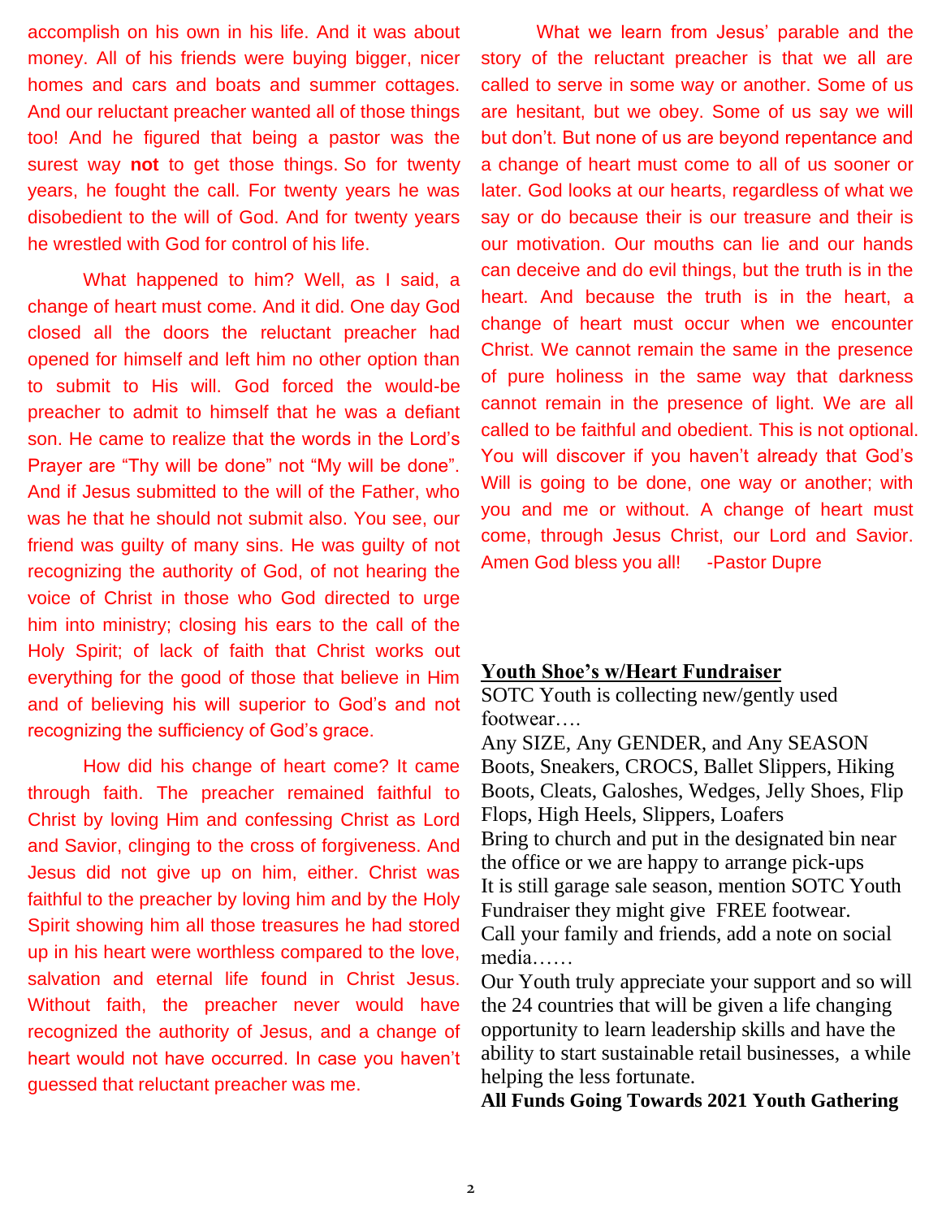accomplish on his own in his life. And it was about money. All of his friends were buying bigger, nicer homes and cars and boats and summer cottages. And our reluctant preacher wanted all of those things too! And he figured that being a pastor was the surest way **not** to get those things. So for twenty years, he fought the call. For twenty years he was disobedient to the will of God. And for twenty years he wrestled with God for control of his life.

What happened to him? Well, as I said, a change of heart must come. And it did. One day God closed all the doors the reluctant preacher had opened for himself and left him no other option than to submit to His will. God forced the would-be preacher to admit to himself that he was a defiant son. He came to realize that the words in the Lord's Prayer are "Thy will be done" not "My will be done". And if Jesus submitted to the will of the Father, who was he that he should not submit also. You see, our friend was guilty of many sins. He was guilty of not recognizing the authority of God, of not hearing the voice of Christ in those who God directed to urge him into ministry; closing his ears to the call of the Holy Spirit; of lack of faith that Christ works out everything for the good of those that believe in Him and of believing his will superior to God's and not recognizing the sufficiency of God's grace.

How did his change of heart come? It came through faith. The preacher remained faithful to Christ by loving Him and confessing Christ as Lord and Savior, clinging to the cross of forgiveness. And Jesus did not give up on him, either. Christ was faithful to the preacher by loving him and by the Holy Spirit showing him all those treasures he had stored up in his heart were worthless compared to the love, salvation and eternal life found in Christ Jesus. Without faith, the preacher never would have recognized the authority of Jesus, and a change of heart would not have occurred. In case you haven't guessed that reluctant preacher was me.

What we learn from Jesus' parable and the story of the reluctant preacher is that we all are called to serve in some way or another. Some of us are hesitant, but we obey. Some of us say we will but don't. But none of us are beyond repentance and a change of heart must come to all of us sooner or later. God looks at our hearts, regardless of what we say or do because their is our treasure and their is our motivation. Our mouths can lie and our hands can deceive and do evil things, but the truth is in the heart. And because the truth is in the heart, a change of heart must occur when we encounter Christ. We cannot remain the same in the presence of pure holiness in the same way that darkness cannot remain in the presence of light. We are all called to be faithful and obedient. This is not optional. You will discover if you haven't already that God's Will is going to be done, one way or another; with you and me or without. A change of heart must come, through Jesus Christ, our Lord and Savior. Amen God bless you all! -Pastor Dupre

**Youth Shoe's w/Heart Fundraiser**

SOTC Youth is collecting new/gently used footwear….

Any SIZE, Any GENDER, and Any SEASON

Boots, Sneakers, CROCS, Ballet Slippers, Hiking Boots, Cleats, Galoshes, Wedges, Jelly Shoes, Flip Flops, High Heels, Slippers, Loafers

Bring to church and put in the designated bin near the office or we are happy to arrange pick-ups

It is still garage sale season, mention SOTC Youth Fundraiser they might give FREE footwear.

Call your family and friends, add a note on social media……

Our Youth truly appreciate your support and so will the 24 countries that will be given a life changing opportunity to learn leadership skills and have the ability to start sustainable retail businesses, a while helping the less fortunate.

**All Funds Going Towards 2021 Youth Gathering**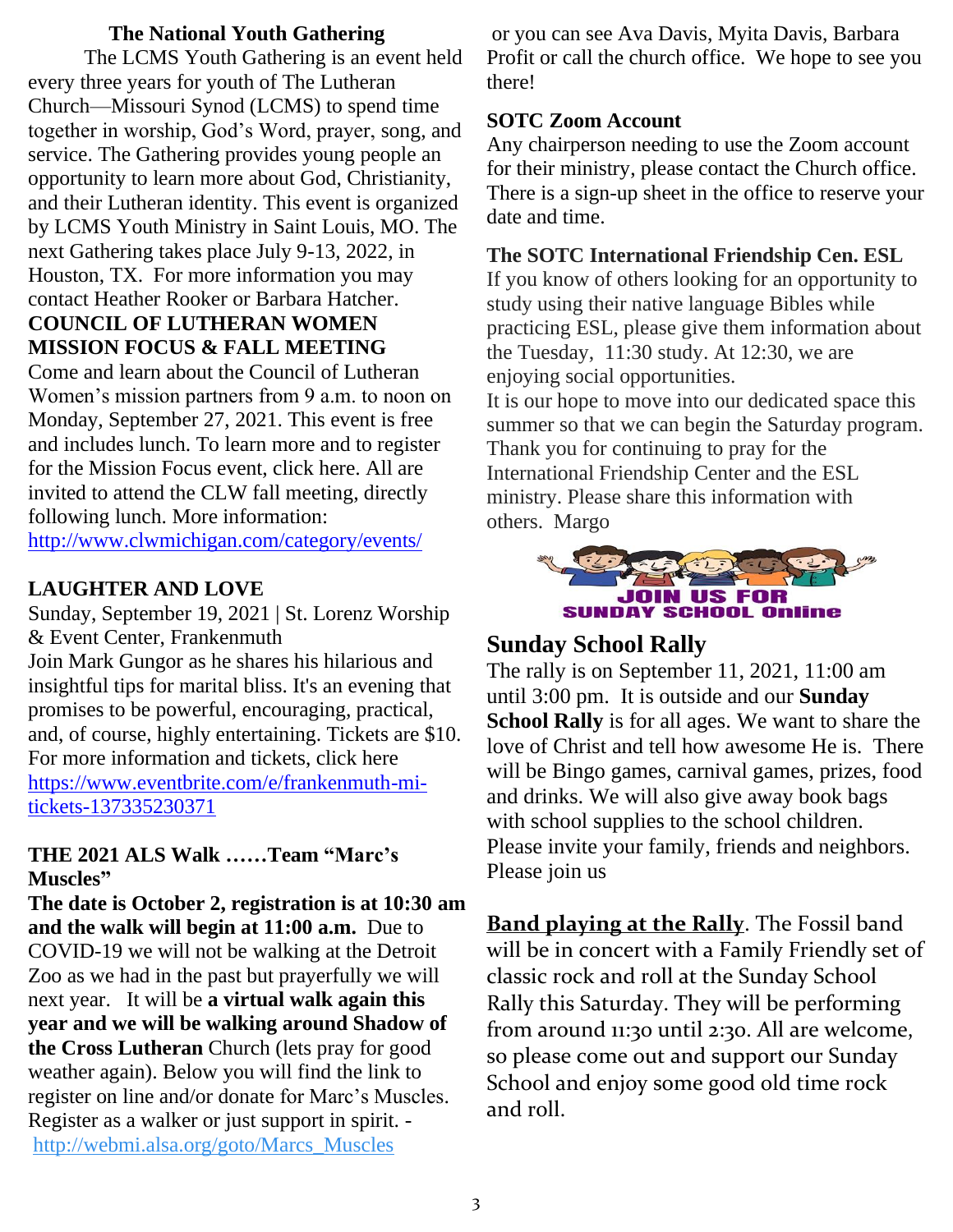## The National Youth Gathering

The LCMS Youth Gathering is an event held every three years for youth of The Lutheran Church—Missouri Synod (LCMS) to spend time together in worship, God's Word, prayer, song, and service. The Gathering provides young people an opportunity to learn more about God, Christianity, and their Lutheran identity. This event is organized by LCMS Youth Ministry in Saint Louis, MO. The next Gathering takes place July 9-13, 2022, in Houston, TX. For more information you may contact Heather Rooker or Barbara Hatcher.

## COUNCIL OF LUTHERAN WOMEN MISSION FOCUS & FALL MEETING

Come and learn about the Council of Lutheran Women's mission partners from 9 a.m. to noon on Monday, September 27, 2021. This event is free and includes lunch. To learn more and to register for the Mission Focus event, click here. All are invited to attend the CLW fall meeting, directly following lunch. More information: http://www.clwmichigan.com/category/events/

## LAUGHTER AND LOVE

Sunday, September 19, 2021 | St. Lorenz Worship & Event Center, Frankenmuth

Join Mark Gungor as he shares his hilarious and insightful tips for marital bliss. It's an evening that promises to be powerful, encouraging, practical, and, of course, highly entertaining. Tickets are $10. For more information and tickets, click here https://www.eventbrite.com/e/frankenmuth-mi-tickets-137335230371

## THE 2021 ALS Walk ……Team "Marc's Muscles"

**The date is October 2, registration is at 10:30 am and the walk will begin at 11:00 a.m.** Due to COVID-19 we will not be walking at the Detroit Zoo as we had in the past but prayerfully we will next year. It will be **a virtual walk again this year and we will be walking around Shadow of the Cross Lutheran** Church (lets pray for good weather again). Below you will find the link to register on line and/or donate for Marc's Muscles. Register as a walker or just support in spirit. - http://webmi.alsa.org/goto/Marcs_Muscles

or you can see Ava Davis, Myita Davis, Barbara Profit or call the church office. We hope to see you there!

## SOTC Zoom Account

Any chairperson needing to use the Zoom account for their ministry, please contact the Church office. There is a sign-up sheet in the office to reserve your date and time.

## The SOTC International Friendship Cen. ESL

If you know of others looking for an opportunity to study using their native language Bibles while practicing ESL, please give them information about the Tuesday, 11:30 study. At 12:30, we are enjoying social opportunities.

It is our hope to move into our dedicated space this summer so that we can begin the Saturday program. Thank you for continuing to pray for the International Friendship Center and the ESL ministry. Please share this information with others. Margo

JOIN US FOR SUNDAY SCHOOL Online

## Sunday School Rally

The rally is on September 11, 2021, 11:00 am until 3:00 pm. It is outside and our **Sunday School Rally** is for all ages. We want to share the love of Christ and tell how awesome He is. There will be Bingo games, carnival games, prizes, food and drinks. We will also give away book bags with school supplies to the school children. Please invite your family, friends and neighbors. Please join us

**Band playing at the Rally**. The Fossil band will be in concert with a Family Friendly set of classic rock and roll at the Sunday School Rally this Saturday. They will be performing from around 11:30 until 2:30. All are welcome, so please come out and support our Sunday School and enjoy some good old time rock and roll.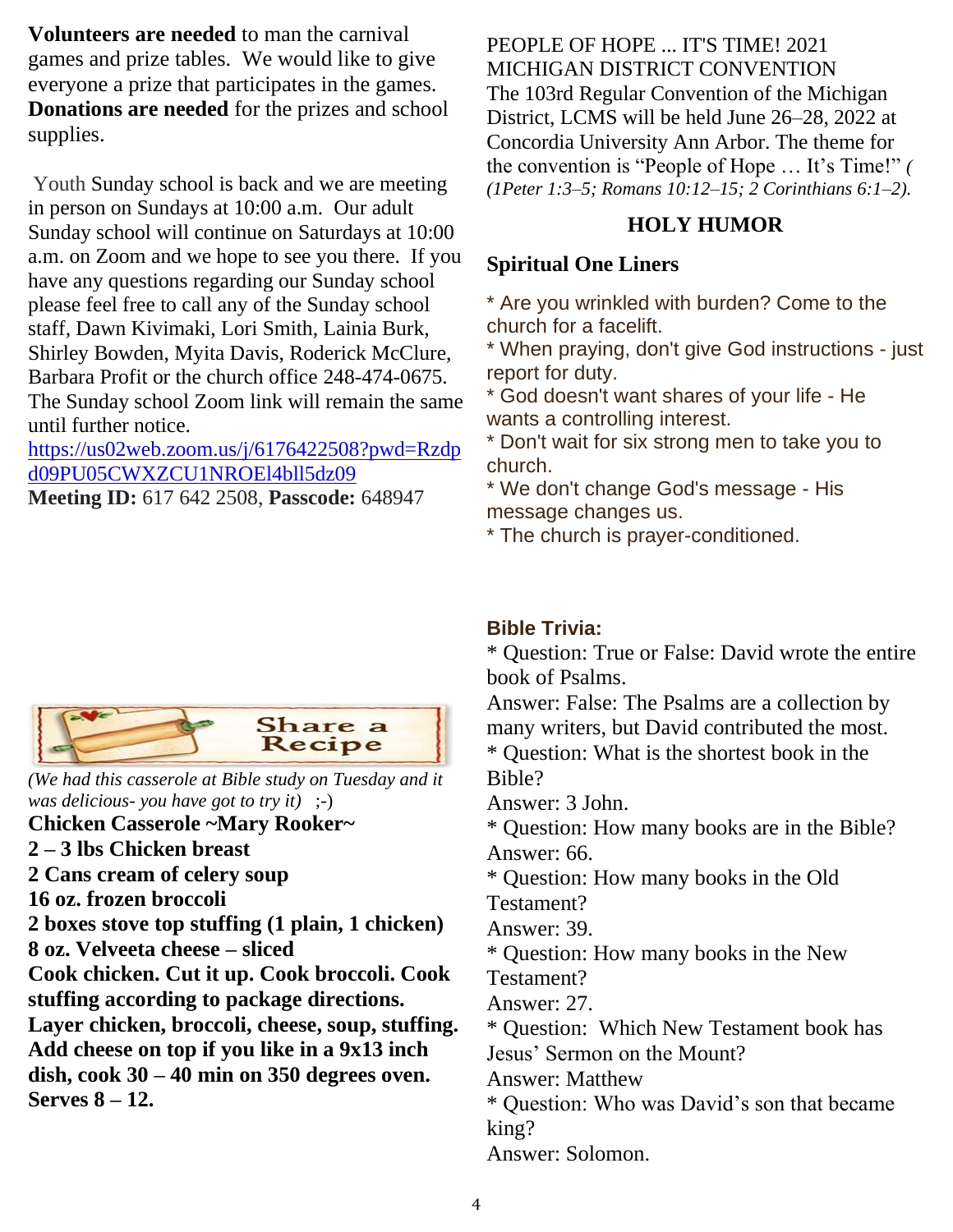**Volunteers are needed** to man the carnival games and prize tables. We would like to give everyone a prize that participates in the games. **Donations are needed** for the prizes and school supplies.

Youth Sunday school is back and we are meeting in person on Sundays at 10:00 a.m. Our adult Sunday school will continue on Saturdays at 10:00 a.m. on Zoom and we hope to see you there. If you have any questions regarding our Sunday school please feel free to call any of the Sunday school staff, Dawn Kivimaki, Lori Smith, Lainia Burk, Shirley Bowden, Myita Davis, Roderick McClure, Barbara Profit or the church office 248-474-0675. The Sunday school Zoom link will remain the same until further notice.
https://us02web.zoom.us/j/6176422508?pwd=Rzdpd09PU05CWXZCU1NROEl4bll5dz09
**Meeting ID:** 617 642 2508, **Passcode:** 648947

Share a Recipe

*(We had this casserole at Bible study on Tuesday and it was delicious- you have got to try it)* ;-)

**Chicken Casserole ~Mary Rooker~**

**2 – 3 lbs Chicken breast**
**2 Cans cream of celery soup**
**16 oz. frozen broccoli**
**2 boxes stove top stuffing (1 plain, 1 chicken)**
**8 oz. Velveeta cheese – sliced**
**Cook chicken. Cut it up. Cook broccoli. Cook stuffing according to package directions. Layer chicken, broccoli, cheese, soup, stuffing. Add cheese on top if you like in a 9x13 inch dish, cook 30 – 40 min on 350 degrees oven. Serves 8 – 12.**

PEOPLE OF HOPE ... IT'S TIME! 2021 MICHIGAN DISTRICT CONVENTION
The 103rd Regular Convention of the Michigan District, LCMS will be held June 26–28, 2022 at Concordia University Ann Arbor. The theme for the convention is "People of Hope … It's Time!" *( (1Peter 1:3–5; Romans 10:12–15; 2 Corinthians 6:1–2).*

## HOLY HUMOR

### Spiritual One Liners

* Are you wrinkled with burden? Come to the church for a facelift.
* When praying, don't give God instructions - just report for duty.
* God doesn't want shares of your life - He wants a controlling interest.
* Don't wait for six strong men to take you to church.
* We don't change God's message - His message changes us.
* The church is prayer-conditioned.

**Bible Trivia:**

* Question: True or False: David wrote the entire book of Psalms.
Answer: False: The Psalms are a collection by many writers, but David contributed the most.
* Question: What is the shortest book in the Bible?
Answer: 3 John.
* Question: How many books are in the Bible?
Answer: 66.
* Question: How many books in the Old Testament?
Answer: 39.
* Question: How many books in the New Testament?
Answer: 27.
* Question: Which New Testament book has Jesus' Sermon on the Mount?
Answer: Matthew
* Question: Who was David's son that became king?
Answer: Solomon.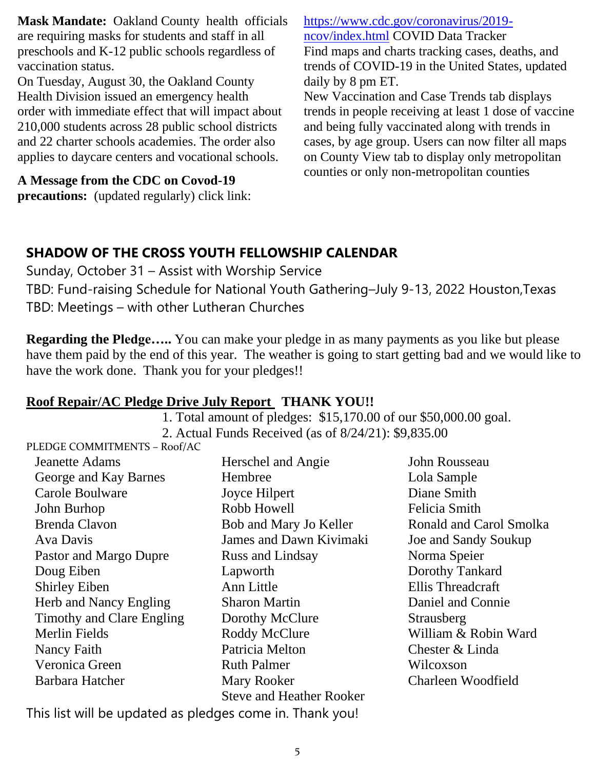**Mask Mandate:** Oakland County health officials are requiring masks for students and staff in all preschools and K-12 public schools regardless of vaccination status.

On Tuesday, August 30, the Oakland County Health Division issued an emergency health order with immediate effect that will impact about 210,000 students across 28 public school districts and 22 charter schools academies. The order also applies to daycare centers and vocational schools.

**A Message from the CDC on Covod-19 precautions:** (updated regularly) click link: https://www.cdc.gov/coronavirus/2019-ncov/index.html COVID Data Tracker

Find maps and charts tracking cases, deaths, and trends of COVID-19 in the United States, updated daily by 8 pm ET.

New Vaccination and Case Trends tab displays trends in people receiving at least 1 dose of vaccine and being fully vaccinated along with trends in cases, by age group. Users can now filter all maps on County View tab to display only metropolitan counties or only non-metropolitan counties

## SHADOW OF THE CROSS YOUTH FELLOWSHIP CALENDAR

Sunday, October 31 – Assist with Worship Service

TBD: Fund-raising Schedule for National Youth Gathering–July 9-13, 2022 Houston,Texas

TBD: Meetings – with other Lutheran Churches

**Regarding the Pledge…..** You can make your pledge in as many payments as you like but please have them paid by the end of this year. The weather is going to start getting bad and we would like to have the work done. Thank you for your pledges!!

**Roof Repair/AC Pledge Drive July Report THANK YOU!!**

1. Total amount of pledges: $15,170.00 of our $50,000.00 goal.
2. Actual Funds Received (as of 8/24/21): $9,835.00

PLEDGE COMMITMENTS – Roof/AC

Jeanette Adams
George and Kay Barnes
Carole Boulware
John Burhop
Brenda Clavon
Ava Davis
Pastor and Margo Dupre
Doug Eiben
Shirley Eiben
Herb and Nancy Engling
Timothy and Clare Engling
Merlin Fields
Nancy Faith
Veronica Green
Barbara Hatcher
Herschel and Angie Hembree
Joyce Hilpert
Robb Howell
Bob and Mary Jo Keller
James and Dawn Kivimaki
Russ and Lindsay Lapworth
Ann Little
Sharon Martin
Dorothy McClure
Roddy McClure
Patricia Melton
Ruth Palmer
Mary Rooker
Steve and Heather Rooker
John Rousseau
Lola Sample
Diane Smith
Felicia Smith
Ronald and Carol Smolka
Joe and Sandy Soukup
Norma Speier
Dorothy Tankard
Ellis Threadcraft
Daniel and Connie Strausberg
William & Robin Ward
Chester & Linda Wilcoxson
Charleen Woodfield

This list will be updated as pledges come in. Thank you!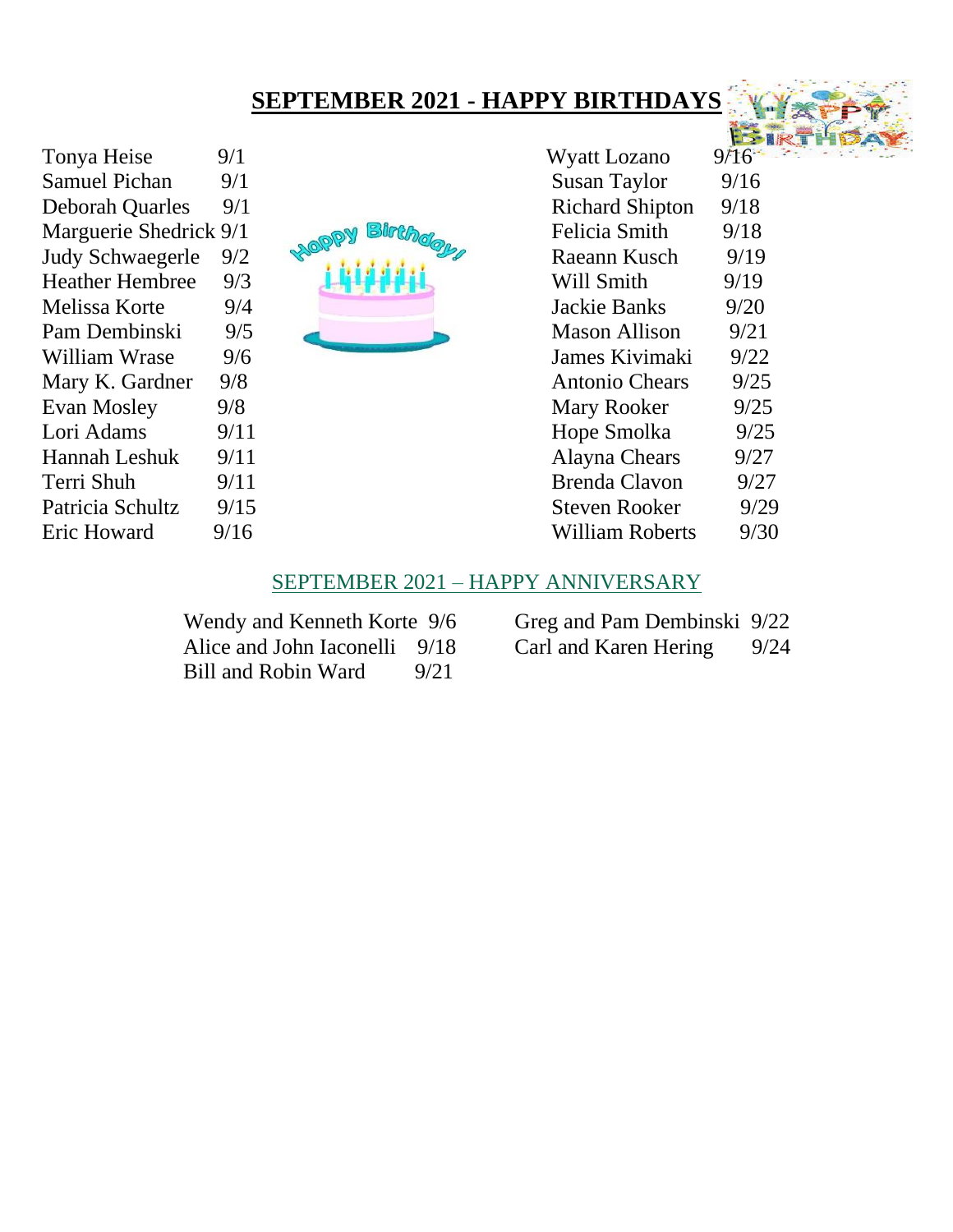# SEPTEMBER 2021 - HAPPY BIRTHDAYS

| | |
|---|---|
| Tonya Heise | 9/1 |
| Samuel Pichan | 9/1 |
| Deborah Quarles | 9/1 |
| Marguerie Shedrick | 9/1 |
| Judy Schwaegerle | 9/2 |
| Heather Hembree | 9/3 |
| Melissa Korte | 9/4 |
| Pam Dembinski | 9/5 |
| William Wrase | 9/6 |
| Mary K. Gardner | 9/8 |
| Evan Mosley | 9/8 |
| Lori Adams | 9/11 |
| Hannah Leshuk | 9/11 |
| Terri Shuh | 9/11 |
| Patricia Schultz | 9/15 |
| Eric Howard | 9/16 |
| Wyatt Lozano | 9/16 |
| Susan Taylor | 9/16 |
| Richard Shipton | 9/18 |
| Felicia Smith | 9/18 |
| Raeann Kusch | 9/19 |
| Will Smith | 9/19 |
| Jackie Banks | 9/20 |
| Mason Allison | 9/21 |
| James Kivimaki | 9/22 |
| Antonio Chears | 9/25 |
| Mary Rooker | 9/25 |
| Hope Smolka | 9/25 |
| Alayna Chears | 9/27 |
| Brenda Clavon | 9/27 |
| Steven Rooker | 9/29 |
| William Roberts | 9/30 |

## SEPTEMBER 2021 – HAPPY ANNIVERSARY

| | |
|---|---|
| Wendy and Kenneth Korte | 9/6 |
| Alice and John Iaconelli | 9/18 |
| Bill and Robin Ward | 9/21 |
| Greg and Pam Dembinski | 9/22 |
| Carl and Karen Hering | 9/24 |